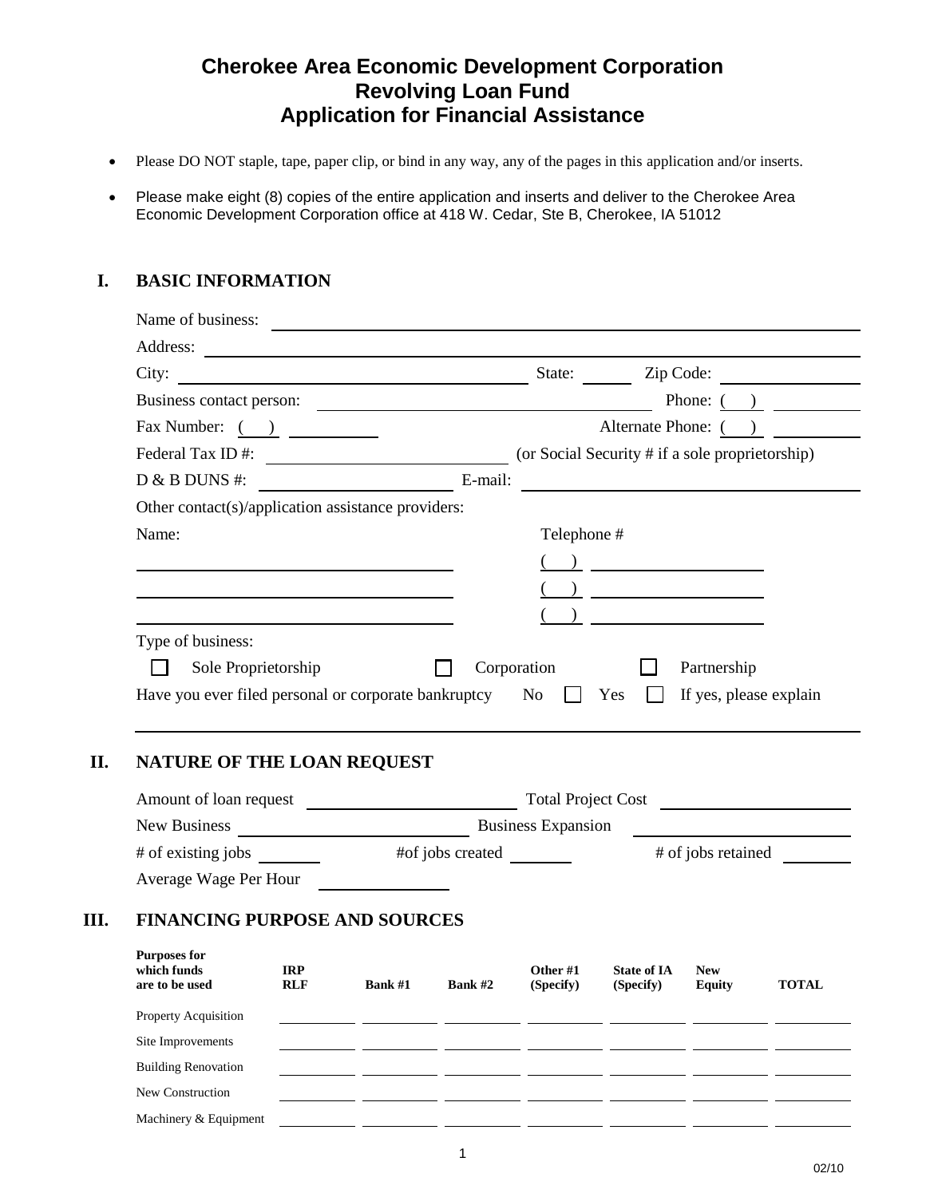# Cherokee Area Economic Development Corporation
# Revolving Loan Fund
# Application for Financial Assistance

- Please DO NOT staple, tape, paper clip, or bind in any way, any of the pages in this application and/or inserts.
- Please make eight (8) copies of the entire application and inserts and deliver to the Cherokee Area Economic Development Corporation office at 418 W. Cedar, Ste B, Cherokee, IA 51012

## I. BASIC INFORMATION

Name of business: ______________________________

Address: ______________________________

City: ______________________________ State: ______ Zip Code: ______________

Business contact person: ______________________________ Phone: ( ) ______________

Fax Number: ( ) ______________ Alternate Phone: ( ) ______________

Federal Tax ID #: ______________________________ (or Social Security # if a sole proprietorship)

D & B DUNS #: ______________________________ E-mail: ______________________________

Other contact(s)/application assistance providers:

| Name: | Telephone # |
|---|---|
| ______________________________ | ( ) ______________ |
| ______________________________ | ( ) ______________ |
| ______________________________ | ( ) ______________ |

Type of business:

☐ Sole Proprietorship ☐ Corporation ☐ Partnership

Have you ever filed personal or corporate bankruptcy No ☐ Yes ☐ If yes, please explain

______________________________

## II. NATURE OF THE LOAN REQUEST

Amount of loan request ______________________________ Total Project Cost ______________________________

New Business ______________________________ Business Expansion ______________________________

# of existing jobs ________ #of jobs created ________ # of jobs retained ________

Average Wage Per Hour ______________

## III. FINANCING PURPOSE AND SOURCES

| Purposes for which funds are to be used | IRP RLF | Bank #1 | Bank #2 | Other #1 (Specify) | State of IA (Specify) | New Equity | TOTAL |
|---|---|---|---|---|---|---|---|
| Property Acquisition | | | | | | | |
| Site Improvements | | | | | | | |
| Building Renovation | | | | | | | |
| New Construction | | | | | | | |
| Machinery & Equipment | | | | | | | |

02/10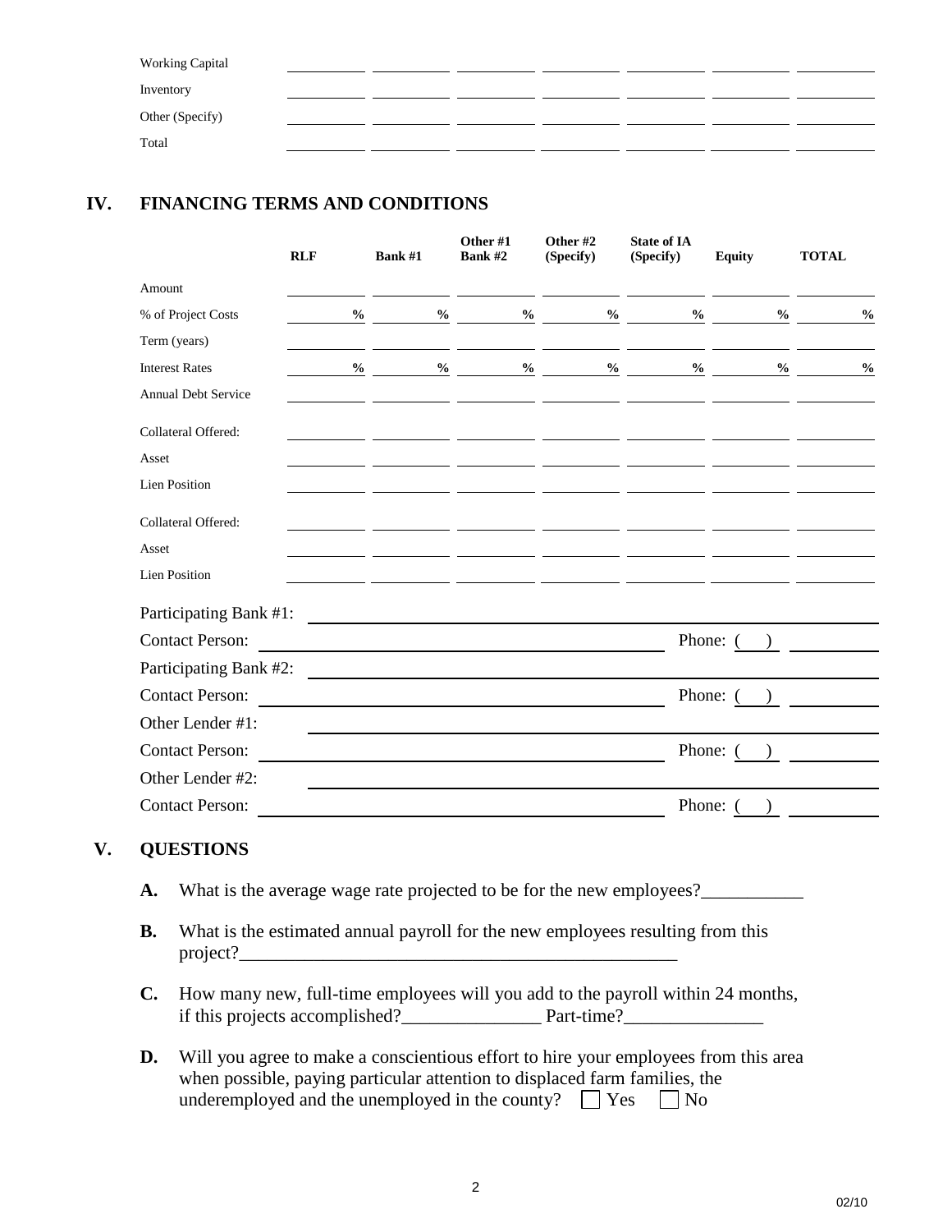| | | | | | | | |
|---|---|---|---|---|---|---|---|
| Working Capital | | | | | | | |
| Inventory | | | | | | | |
| Other (Specify) | | | | | | | |
| Total | | | | | | | |

## IV. FINANCING TERMS AND CONDITIONS

| | RLF | Bank #1 | Other #1 Bank #2 | Other #2 (Specify) | State of IA (Specify) | Equity | TOTAL |
|---|---|---|---|---|---|---|---|
| Amount | | | | | | | |
| % of Project Costs | % | % | % | % | % | % | % |
| Term (years) | | | | | | | |
| Interest Rates | % | % | % | % | % | % | % |
| Annual Debt Service | | | | | | | |
| Collateral Offered: | | | | | | | |
| Asset | | | | | | | |
| Lien Position | | | | | | | |
| Collateral Offered: | | | | | | | |
| Asset | | | | | | | |
| Lien Position | | | | | | | |

Participating Bank #1: ____________________

Contact Person: ____________________ Phone: ( ) __________

Participating Bank #2: ____________________

Contact Person: ____________________ Phone: ( ) __________

Other Lender #1: ____________________

Contact Person: ____________________ Phone: ( ) __________

Other Lender #2: ____________________

Contact Person: ____________________ Phone: ( ) __________

## V. QUESTIONS

**A.** What is the average wage rate projected to be for the new employees?___________

**B.** What is the estimated annual payroll for the new employees resulting from this project?_______________________________________________

**C.** How many new, full-time employees will you add to the payroll within 24 months, if this projects accomplished?_______________ Part-time?_______________

**D.** Will you agree to make a conscientious effort to hire your employees from this area when possible, paying particular attention to displaced farm families, the underemployed and the unemployed in the county? ☐ Yes ☐ No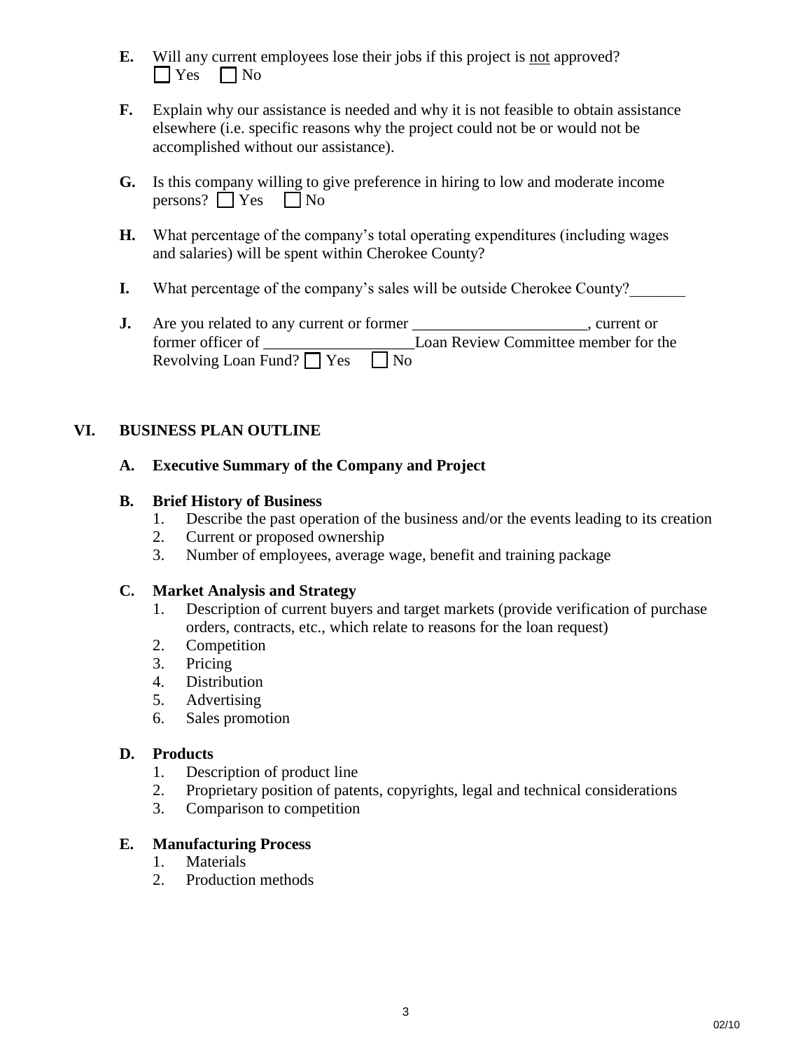**E.** Will any current employees lose their jobs if this project is <u>not</u> approved?
☐ Yes ☐ No

**F.** Explain why our assistance is needed and why it is not feasible to obtain assistance elsewhere (i.e. specific reasons why the project could not be or would not be accomplished without our assistance).

**G.** Is this company willing to give preference in hiring to low and moderate income persons? ☐ Yes ☐ No

**H.** What percentage of the company's total operating expenditures (including wages and salaries) will be spent within Cherokee County?

**I.** What percentage of the company's sales will be outside Cherokee County?_______

**J.** Are you related to any current or former ______________________, current or former officer of ___________________Loan Review Committee member for the Revolving Loan Fund? ☐ Yes ☐ No

## VI. BUSINESS PLAN OUTLINE

### A. Executive Summary of the Company and Project

### B. Brief History of Business

1. Describe the past operation of the business and/or the events leading to its creation
2. Current or proposed ownership
3. Number of employees, average wage, benefit and training package

### C. Market Analysis and Strategy

1. Description of current buyers and target markets (provide verification of purchase orders, contracts, etc., which relate to reasons for the loan request)
2. Competition
3. Pricing
4. Distribution
5. Advertising
6. Sales promotion

### D. Products

1. Description of product line
2. Proprietary position of patents, copyrights, legal and technical considerations
3. Comparison to competition

### E. Manufacturing Process

1. Materials
2. Production methods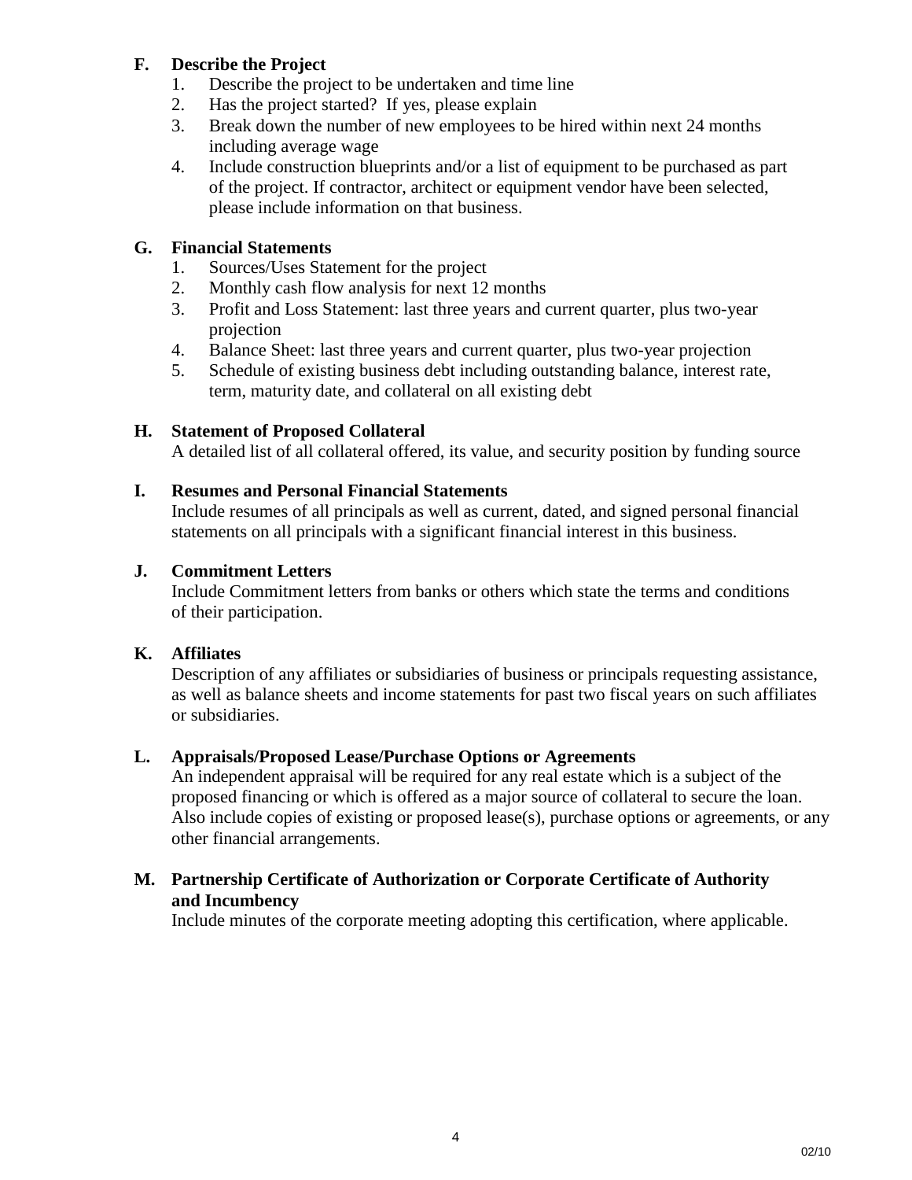### F. Describe the Project

1. Describe the project to be undertaken and time line
2. Has the project started? If yes, please explain
3. Break down the number of new employees to be hired within next 24 months including average wage
4. Include construction blueprints and/or a list of equipment to be purchased as part of the project. If contractor, architect or equipment vendor have been selected, please include information on that business.

### G. Financial Statements

1. Sources/Uses Statement for the project
2. Monthly cash flow analysis for next 12 months
3. Profit and Loss Statement: last three years and current quarter, plus two-year projection
4. Balance Sheet: last three years and current quarter, plus two-year projection
5. Schedule of existing business debt including outstanding balance, interest rate, term, maturity date, and collateral on all existing debt

### H. Statement of Proposed Collateral

A detailed list of all collateral offered, its value, and security position by funding source

### I. Resumes and Personal Financial Statements

Include resumes of all principals as well as current, dated, and signed personal financial statements on all principals with a significant financial interest in this business.

### J. Commitment Letters

Include Commitment letters from banks or others which state the terms and conditions of their participation.

### K. Affiliates

Description of any affiliates or subsidiaries of business or principals requesting assistance, as well as balance sheets and income statements for past two fiscal years on such affiliates or subsidiaries.

### L. Appraisals/Proposed Lease/Purchase Options or Agreements

An independent appraisal will be required for any real estate which is a subject of the proposed financing or which is offered as a major source of collateral to secure the loan. Also include copies of existing or proposed lease(s), purchase options or agreements, or any other financial arrangements.

### M. Partnership Certificate of Authorization or Corporate Certificate of Authority and Incumbency

Include minutes of the corporate meeting adopting this certification, where applicable.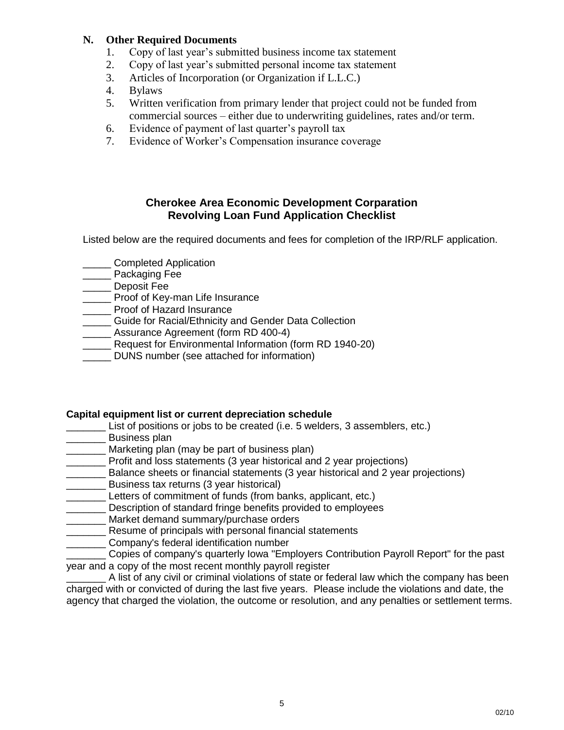## N. Other Required Documents

1. Copy of last year's submitted business income tax statement
2. Copy of last year's submitted personal income tax statement
3. Articles of Incorporation (or Organization if L.L.C.)
4. Bylaws
5. Written verification from primary lender that project could not be funded from commercial sources – either due to underwriting guidelines, rates and/or term.
6. Evidence of payment of last quarter's payroll tax
7. Evidence of Worker's Compensation insurance coverage

### Cherokee Area Economic Development Corparation
### Revolving Loan Fund Application Checklist

Listed below are the required documents and fees for completion of the IRP/RLF application.

_____ Completed Application
_____ Packaging Fee
_____ Deposit Fee
_____ Proof of Key-man Life Insurance
_____ Proof of Hazard Insurance
_____ Guide for Racial/Ethnicity and Gender Data Collection
_____ Assurance Agreement (form RD 400-4)
_____ Request for Environmental Information (form RD 1940-20)
_____ DUNS number (see attached for information)

**Capital equipment list or current depreciation schedule**

_______ List of positions or jobs to be created (i.e. 5 welders, 3 assemblers, etc.)
_______ Business plan
_______ Marketing plan (may be part of business plan)
_______ Profit and loss statements (3 year historical and 2 year projections)
_______ Balance sheets or financial statements (3 year historical and 2 year projections)
_______ Business tax returns (3 year historical)
_______ Letters of commitment of funds (from banks, applicant, etc.)
_______ Description of standard fringe benefits provided to employees
_______ Market demand summary/purchase orders
_______ Resume of principals with personal financial statements
_______ Company's federal identification number
_______ Copies of company's quarterly Iowa "Employers Contribution Payroll Report" for the past year and a copy of the most recent monthly payroll register
_______ A list of any civil or criminal violations of state or federal law which the company has been charged with or convicted of during the last five years. Please include the violations and date, the agency that charged the violation, the outcome or resolution, and any penalties or settlement terms.

02/10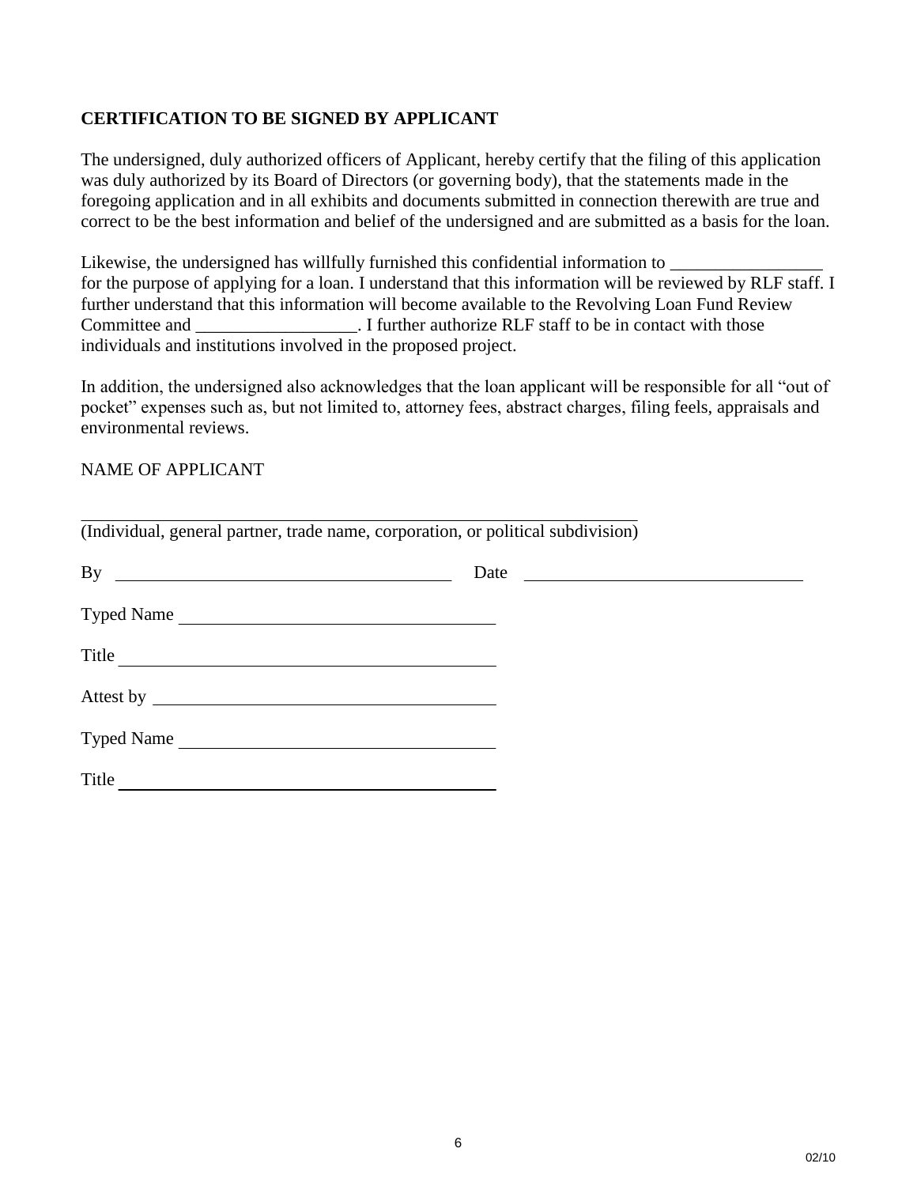**CERTIFICATION TO BE SIGNED BY APPLICANT**

The undersigned, duly authorized officers of Applicant, hereby certify that the filing of this application was duly authorized by its Board of Directors (or governing body), that the statements made in the foregoing application and in all exhibits and documents submitted in connection therewith are true and correct to be the best information and belief of the undersigned and are submitted as a basis for the loan.

Likewise, the undersigned has willfully furnished this confidential information to _________________ for the purpose of applying for a loan. I understand that this information will be reviewed by RLF staff. I further understand that this information will become available to the Revolving Loan Fund Review Committee and __________________. I further authorize RLF staff to be in contact with those individuals and institutions involved in the proposed project.

In addition, the undersigned also acknowledges that the loan applicant will be responsible for all "out of pocket" expenses such as, but not limited to, attorney fees, abstract charges, filing feels, appraisals and environmental reviews.

NAME OF APPLICANT

_________________________________________________________________

(Individual, general partner, trade name, corporation, or political subdivision)

By ______________________________________ Date ______________________________

Typed Name ___________________________________

Title ________________________________________

Attest by _____________________________________

Typed Name ___________________________________

Title ________________________________________

02/10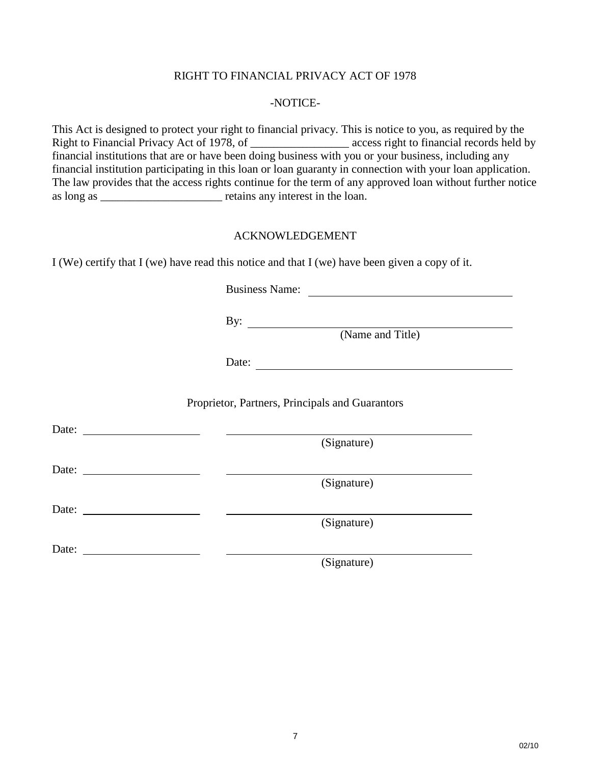## RIGHT TO FINANCIAL PRIVACY ACT OF 1978

### -NOTICE-

This Act is designed to protect your right to financial privacy. This is notice to you, as required by the Right to Financial Privacy Act of 1978, of _________________ access right to financial records held by financial institutions that are or have been doing business with you or your business, including any financial institution participating in this loan or loan guaranty in connection with your loan application. The law provides that the access rights continue for the term of any approved loan without further notice as long as _____________________ retains any interest in the loan.

### ACKNOWLEDGEMENT

I (We) certify that I (we) have read this notice and that I (we) have been given a copy of it.

Business Name: ____________________________________

By: ____________________________________________
(Name and Title)

Date: ___________________________________________

Proprietor, Partners, Principals and Guarantors

Date: ____________________ ________________________________________
(Signature)

Date: ____________________ ________________________________________
(Signature)

Date: ____________________ ________________________________________
(Signature)

Date: ____________________ ________________________________________
(Signature)

02/10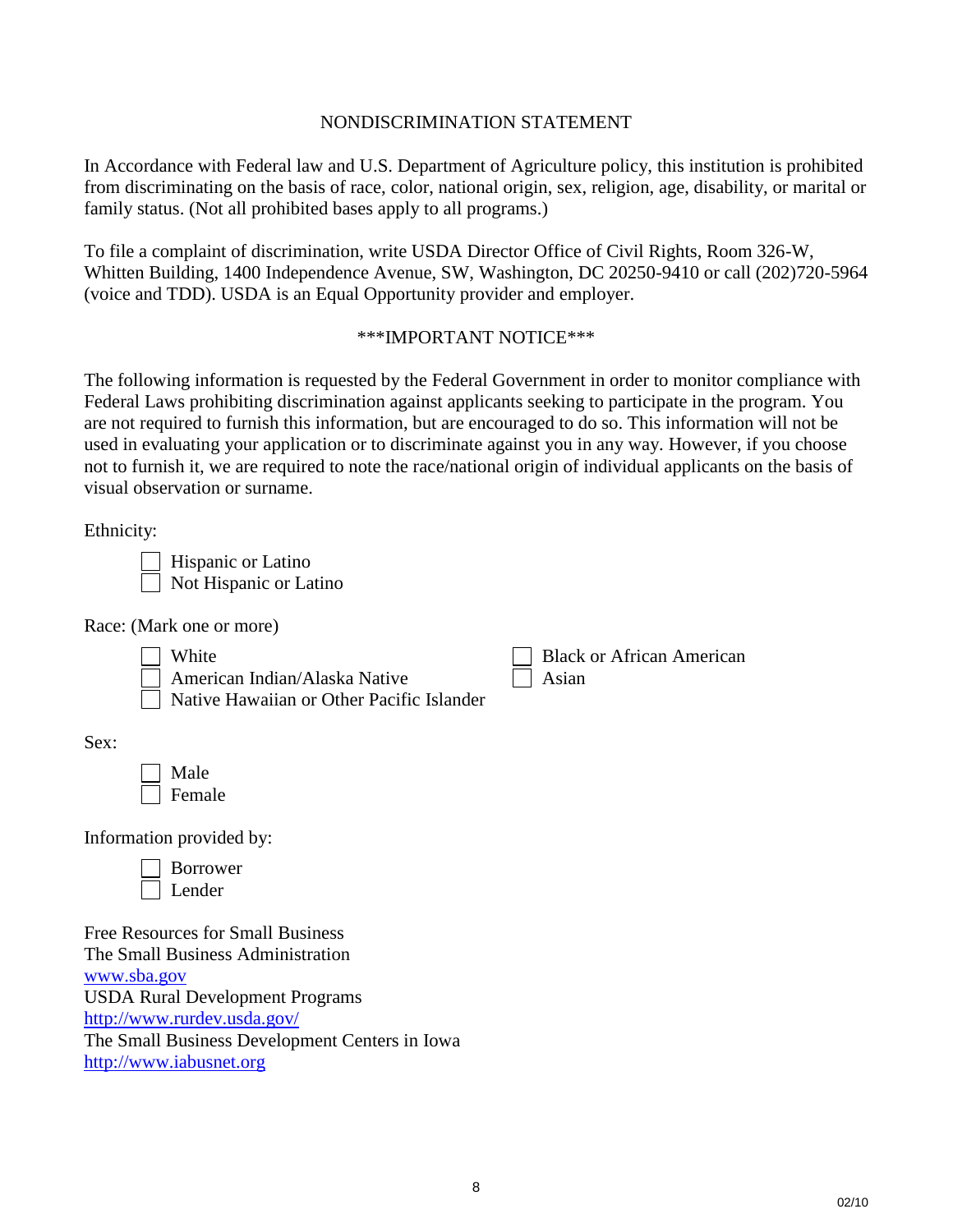## NONDISCRIMINATION STATEMENT

In Accordance with Federal law and U.S. Department of Agriculture policy, this institution is prohibited from discriminating on the basis of race, color, national origin, sex, religion, age, disability, or marital or family status. (Not all prohibited bases apply to all programs.)

To file a complaint of discrimination, write USDA Director Office of Civil Rights, Room 326-W, Whitten Building, 1400 Independence Avenue, SW, Washington, DC 20250-9410 or call (202)720-5964 (voice and TDD). USDA is an Equal Opportunity provider and employer.

## ***IMPORTANT NOTICE***

The following information is requested by the Federal Government in order to monitor compliance with Federal Laws prohibiting discrimination against applicants seeking to participate in the program. You are not required to furnish this information, but are encouraged to do so. This information will not be used in evaluating your application or to discriminate against you in any way. However, if you choose not to furnish it, we are required to note the race/national origin of individual applicants on the basis of visual observation or surname.

Ethnicity:

- ☐ Hispanic or Latino
- ☐ Not Hispanic or Latino

Race: (Mark one or more)

- ☐ White
- ☐ American Indian/Alaska Native
- ☐ Native Hawaiian or Other Pacific Islander
- ☐ Black or African American
- ☐ Asian

Sex:

- ☐ Male
- ☐ Female

Information provided by:

- ☐ Borrower
- ☐ Lender

Free Resources for Small Business
The Small Business Administration
www.sba.gov
USDA Rural Development Programs
http://www.rurdev.usda.gov/
The Small Business Development Centers in Iowa
http://www.iabusnet.org

02/10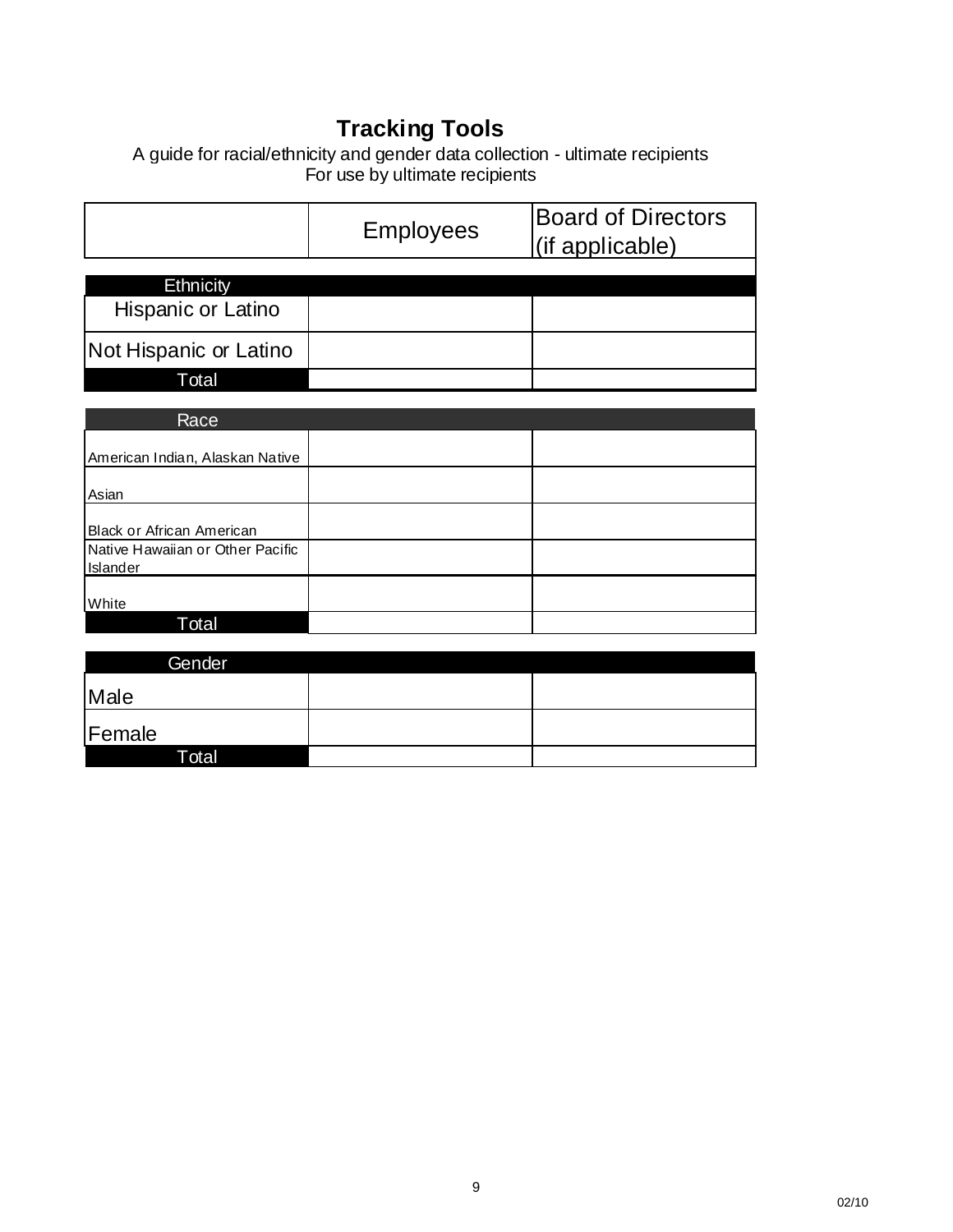# Tracking Tools

A guide for racial/ethnicity and gender data collection - ultimate recipients
For use by ultimate recipients

| | Employees | Board of Directors (if applicable) |
|---|---|---|
| **Ethnicity** | | |
| Hispanic or Latino | | |
| Not Hispanic or Latino | | |
| Total | | |
| **Race** | | |
| American Indian, Alaskan Native | | |
| Asian | | |
| Black or African American | | |
| Native Hawaiian or Other Pacific Islander | | |
| White | | |
| Total | | |
| **Gender** | | |
| Male | | |
| Female | | |
| Total | | |

02/10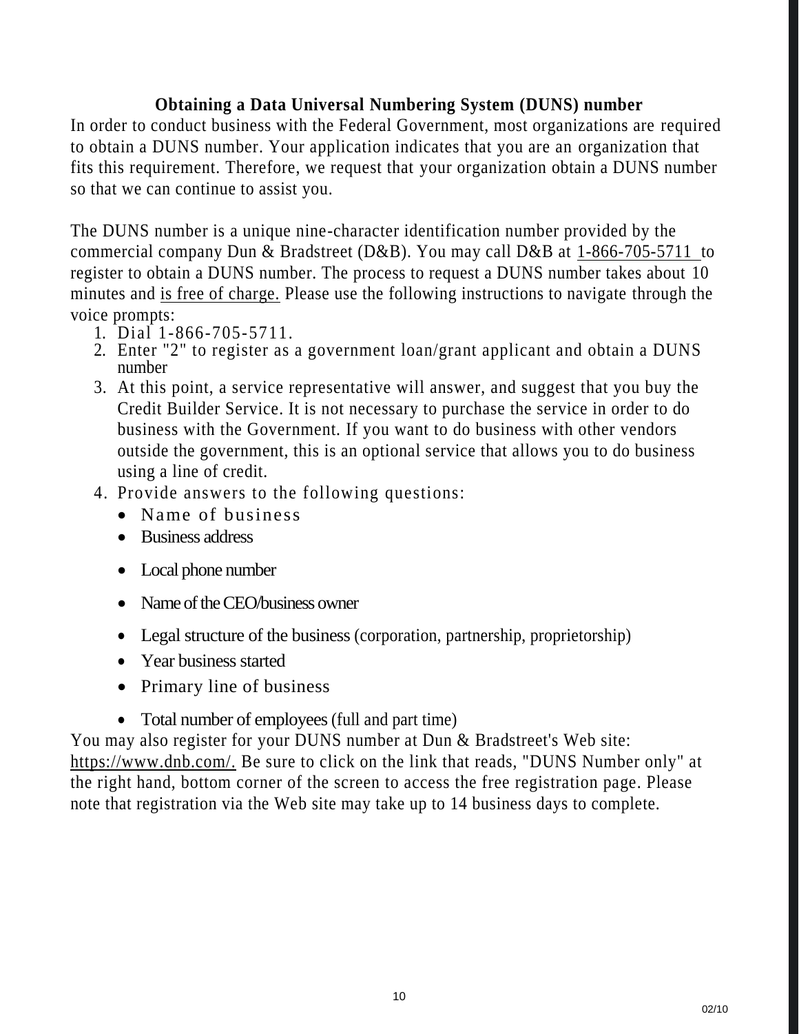## Obtaining a Data Universal Numbering System (DUNS) number

In order to conduct business with the Federal Government, most organizations are required to obtain a DUNS number. Your application indicates that you are an organization that fits this requirement. Therefore, we request that your organization obtain a DUNS number so that we can continue to assist you.

The DUNS number is a unique nine-character identification number provided by the commercial company Dun & Bradstreet (D&B). You may call D&B at 1-866-705-5711 to register to obtain a DUNS number. The process to request a DUNS number takes about 10 minutes and is free of charge. Please use the following instructions to navigate through the voice prompts:

1. Dial 1-866-705-5711.
2. Enter "2" to register as a government loan/grant applicant and obtain a DUNS number
3. At this point, a service representative will answer, and suggest that you buy the Credit Builder Service. It is not necessary to purchase the service in order to do business with the Government. If you want to do business with other vendors outside the government, this is an optional service that allows you to do business using a line of credit.
4. Provide answers to the following questions:
   - Name of business
   - Business address
   - Local phone number
   - Name of the CEO/business owner
   - Legal structure of the business (corporation, partnership, proprietorship)
   - Year business started
   - Primary line of business
   - Total number of employees (full and part time)

You may also register for your DUNS number at Dun & Bradstreet's Web site: https://www.dnb.com/. Be sure to click on the link that reads, "DUNS Number only" at the right hand, bottom corner of the screen to access the free registration page. Please note that registration via the Web site may take up to 14 business days to complete.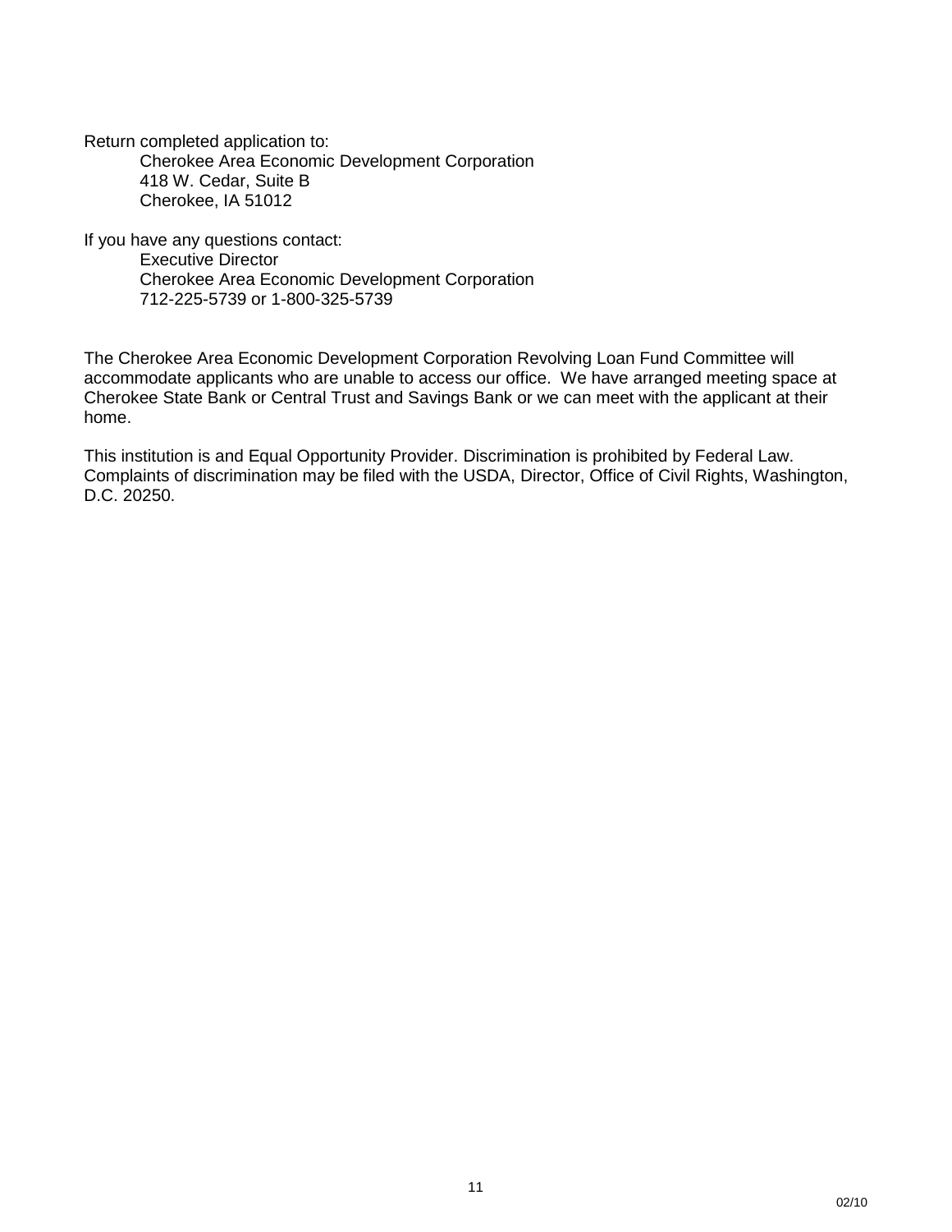Return completed application to:

Cherokee Area Economic Development Corporation
418 W. Cedar, Suite B
Cherokee, IA 51012

If you have any questions contact:

Executive Director
Cherokee Area Economic Development Corporation
712-225-5739 or 1-800-325-5739

The Cherokee Area Economic Development Corporation Revolving Loan Fund Committee will accommodate applicants who are unable to access our office. We have arranged meeting space at Cherokee State Bank or Central Trust and Savings Bank or we can meet with the applicant at their home.

This institution is and Equal Opportunity Provider. Discrimination is prohibited by Federal Law. Complaints of discrimination may be filed with the USDA, Director, Office of Civil Rights, Washington, D.C. 20250.